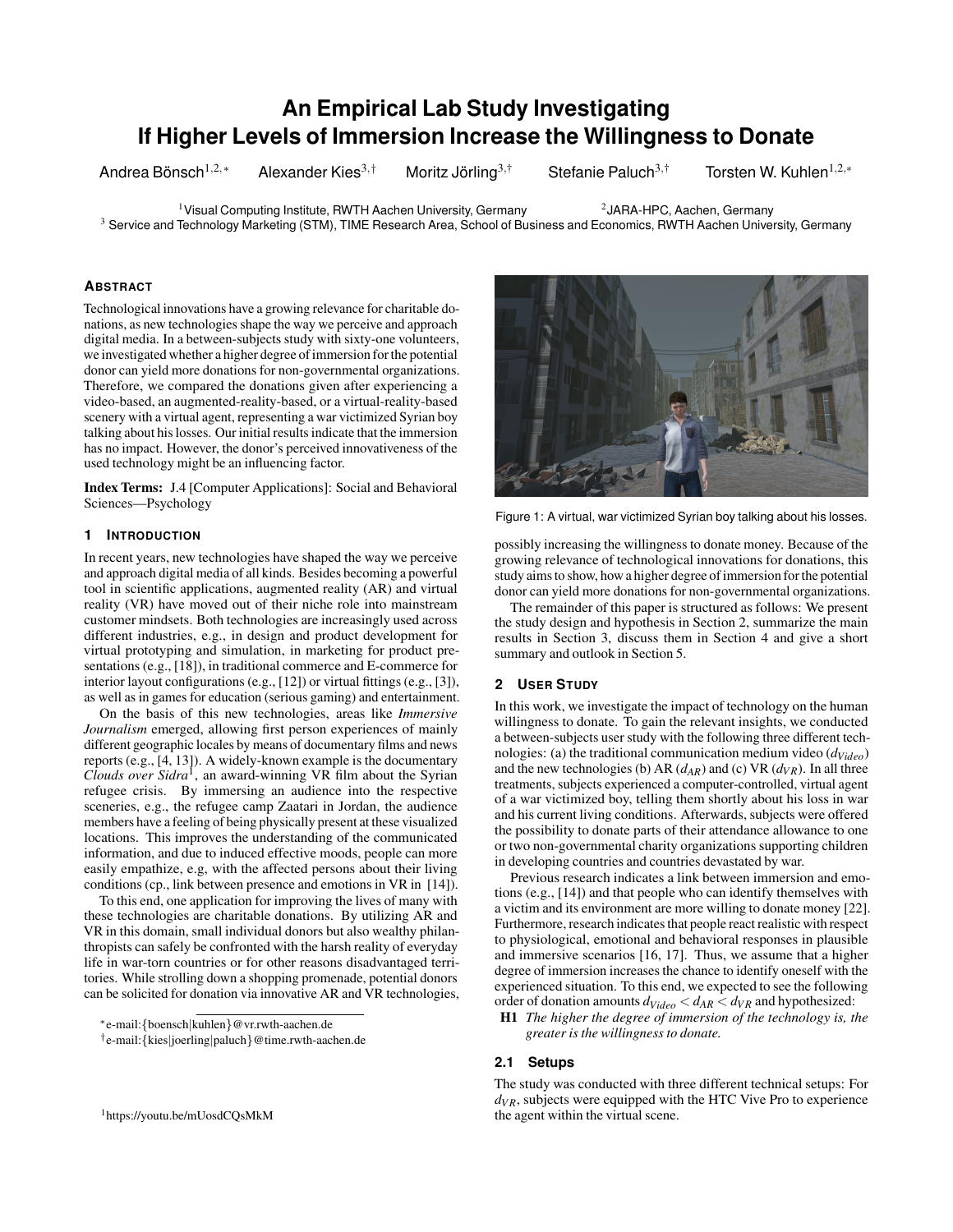# An Empirical Lab Study Investigating If Higher Levels of Immersion Increase the Willingness to Donate

Andrea Bönsch[1,2,*] Alexander Kies[3,†] Moritz Jörling[3,†] Stefanie Paluch[3,†] Torsten W. Kuhlen[1,2,*]

[1]Visual Computing Institute, RWTH Aachen University, Germany [2]JARA-HPC, Aachen, Germany
[3] Service and Technology Marketing (STM), TIME Research Area, School of Business and Economics, RWTH Aachen University, Germany

## Abstract

Technological innovations have a growing relevance for charitable donations, as new technologies shape the way we perceive and approach digital media. In a between-subjects study with sixty-one volunteers, we investigated whether a higher degree of immersion for the potential donor can yield more donations for non-governmental organizations. Therefore, we compared the donations given after experiencing a video-based, an augmented-reality-based, or a virtual-reality-based scenery with a virtual agent, representing a war victimized Syrian boy talking about his losses. Our initial results indicate that the immersion has no impact. However, the donor's perceived innovativeness of the used technology might be an influencing factor.

**Index Terms:** J.4 [Computer Applications]: Social and Behavioral Sciences—Psychology

Figure 1: A virtual, war victimized Syrian boy talking about his losses.

## 1 Introduction

In recent years, new technologies have shaped the way we perceive and approach digital media of all kinds. Besides becoming a powerful tool in scientific applications, augmented reality (AR) and virtual reality (VR) have moved out of their niche role into mainstream customer mindsets. Both technologies are increasingly used across different industries, e.g., in design and product development for virtual prototyping and simulation, in marketing for product presentations (e.g., [18]), in traditional commerce and E-commerce for interior layout configurations (e.g., [12]) or virtual fittings (e.g., [3]), as well as in games for education (serious gaming) and entertainment.

On the basis of this new technologies, areas like *Immersive Journalism* emerged, allowing first person experiences of mainly different geographic locales by means of documentary films and news reports (e.g., [4, 13]). A widely-known example is the documentary *Clouds over Sidra*[1], an award-winning VR film about the Syrian refugee crisis. By immersing an audience into the respective sceneries, e.g., the refugee camp Zaatari in Jordan, the audience members have a feeling of being physically present at these visualized locations. This improves the understanding of the communicated information, and due to induced effective moods, people can more easily empathize, e.g, with the affected persons about their living conditions (cp., link between presence and emotions in VR in [14]).

To this end, one application for improving the lives of many with these technologies are charitable donations. By utilizing AR and VR in this domain, small individual donors but also wealthy philanthropists can safely be confronted with the harsh reality of everyday life in war-torn countries or for other reasons disadvantaged territories. While strolling down a shopping promenade, potential donors can be solicited for donation via innovative AR and VR technologies, possibly increasing the willingness to donate money. Because of the growing relevance of technological innovations for donations, this study aims to show, how a higher degree of immersion for the potential donor can yield more donations for non-governmental organizations.

The remainder of this paper is structured as follows: We present the study design and hypothesis in Section 2, summarize the main results in Section 3, discuss them in Section 4 and give a short summary and outlook in Section 5.

## 2 User Study

In this work, we investigate the impact of technology on the human willingness to donate. To gain the relevant insights, we conducted a between-subjects user study with the following three different technologies: (a) the traditional communication medium video ($d_{Video}$) and the new technologies (b) AR ($d_{AR}$) and (c) VR ($d_{VR}$). In all three treatments, subjects experienced a computer-controlled, virtual agent of a war victimized boy, telling them shortly about his loss in war and his current living conditions. Afterwards, subjects were offered the possibility to donate parts of their attendance allowance to one or two non-governmental charity organizations supporting children in developing countries and countries devastated by war.

Previous research indicates a link between immersion and emotions (e.g., [14]) and that people who can identify themselves with a victim and its environment are more willing to donate money [22]. Furthermore, research indicates that people react realistic with respect to physiological, emotional and behavioral responses in plausible and immersive scenarios [16, 17]. Thus, we assume that a higher degree of immersion increases the chance to identify oneself with the experienced situation. To this end, we expected to see the following order of donation amounts $d_{Video} < d_{AR} < d_{VR}$ and hypothesized:

**H1** *The higher the degree of immersion of the technology is, the greater is the willingness to donate.*

### 2.1 Setups

The study was conducted with three different technical setups: For $d_{VR}$, subjects were equipped with the HTC Vive Pro to experience the agent within the virtual scene.

*e-mail: {boensch|kuhlen}@vr.rwth-aachen.de
†e-mail: {kies|joerling|paluch}@time.rwth-aachen.de

[1]https://youtu.be/mUosdCQsMkM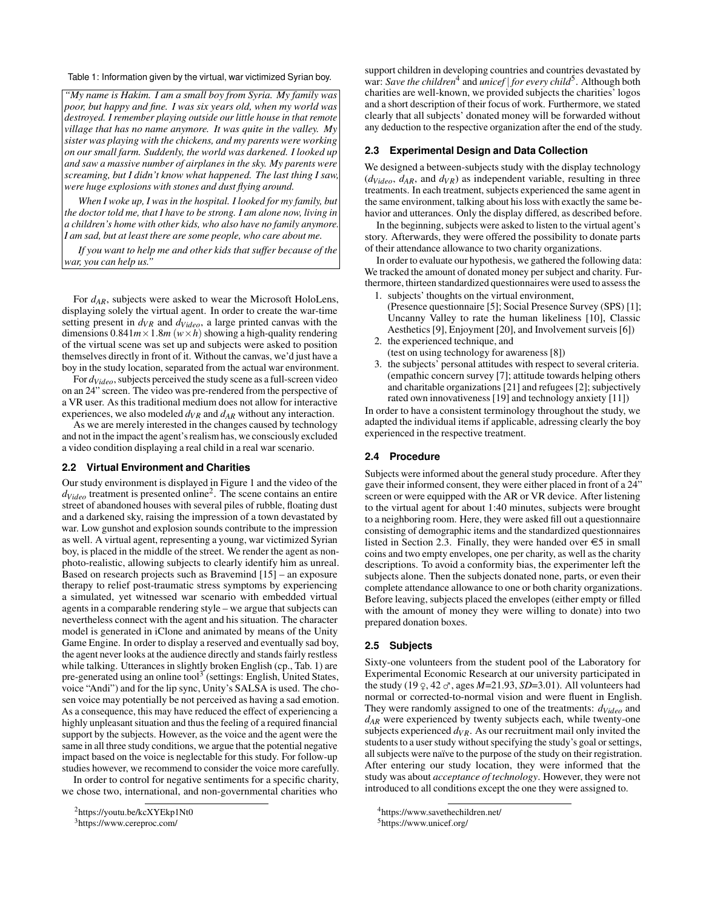Table 1: Information given by the virtual, war victimized Syrian boy.

*"My name is Hakim. I am a small boy from Syria. My family was poor, but happy and fine. I was six years old, when my world was destroyed. I remember playing outside our little house in that remote village that has no name anymore. It was quite in the valley. My sister was playing with the chickens, and my parents were working on our small farm. Suddenly, the world was darkened. I looked up and saw a massive number of airplanes in the sky. My parents were screaming, but I didn't know what happened. The last thing I saw, were huge explosions with stones and dust flying around.*

*When I woke up, I was in the hospital. I looked for my family, but the doctor told me, that I have to be strong. I am alone now, living in a children's home with other kids, who also have no family anymore. I am sad, but at least there are some people, who care about me.*

*If you want to help me and other kids that suffer because of the war, you can help us."*

For $d_{AR}$, subjects were asked to wear the Microsoft HoloLens, displaying solely the virtual agent. In order to create the war-time setting present in $d_{VR}$ and $d_{Video}$, a large printed canvas with the dimensions $0.841m \times 1.8m$ ($w \times h$) showing a high-quality rendering of the virtual scene was set up and subjects were asked to position themselves directly in front of it. Without the canvas, we'd just have a boy in the study location, separated from the actual war environment.

For $d_{Video}$, subjects perceived the study scene as a full-screen video on an 24" screen. The video was pre-rendered from the perspective of a VR user. As this traditional medium does not allow for interactive experiences, we also modeled $d_{VR}$ and $d_{AR}$ without any interaction.

As we are merely interested in the changes caused by technology and not in the impact the agent's realism has, we consciously excluded a video condition displaying a real child in a real war scenario.

### 2.2 Virtual Environment and Charities

Our study environment is displayed in Figure 1 and the video of the $d_{Video}$ treatment is presented online[2]. The scene contains an entire street of abandoned houses with several piles of rubble, floating dust and a darkened sky, raising the impression of a town devastated by war. Low gunshot and explosion sounds contribute to the impression as well. A virtual agent, representing a young, war victimized Syrian boy, is placed in the middle of the street. We render the agent as non-photo-realistic, allowing subjects to clearly identify him as unreal. Based on research projects such as Bravemind [15] – an exposure therapy to relief post-traumatic stress symptoms by experiencing a simulated, yet witnessed war scenario with embedded virtual agents in a comparable rendering style – we argue that subjects can nevertheless connect with the agent and his situation. The character model is generated in iClone and animated by means of the Unity Game Engine. In order to display a reserved and eventually sad boy, the agent never looks at the audience directly and stands fairly restless while talking. Utterances in slightly broken English (cp., Tab. 1) are pre-generated using an online tool[3] (settings: English, United States, voice "Andi") and for the lip sync, Unity's SALSA is used. The chosen voice may potentially be not perceived as having a sad emotion. As a consequence, this may have reduced the effect of experiencing a highly unpleasant situation and thus the feeling of a required financial support by the subjects. However, as the voice and the agent were the same in all three study conditions, we argue that the potential negative impact based on the voice is neglectable for this study. For follow-up studies however, we recommend to consider the voice more carefully.

In order to control for negative sentiments for a specific charity, we chose two, international, and non-governmental charities who support children in developing countries and countries devastated by war: *Save the children*[4] and *unicef | for every child*[5]. Although both charities are well-known, we provided subjects the charities' logos and a short description of their focus of work. Furthermore, we stated clearly that all subjects' donated money will be forwarded without any deduction to the respective organization after the end of the study.

### 2.3 Experimental Design and Data Collection

We designed a between-subjects study with the display technology ($d_{Video}$, $d_{AR}$, and $d_{VR}$) as independent variable, resulting in three treatments. In each treatment, subjects experienced the same agent in the same environment, talking about his loss with exactly the same behavior and utterances. Only the display differed, as described before.

In the beginning, subjects were asked to listen to the virtual agent's story. Afterwards, they were offered the possibility to donate parts of their attendance allowance to two charity organizations.

In order to evaluate our hypothesis, we gathered the following data: We tracked the amount of donated money per subject and charity. Furthermore, thirteen standardized questionnaires were used to assess the

1. subjects' thoughts on the virtual environment, (Presence questionnaire [5]; Social Presence Survey (SPS) [1]; Uncanny Valley to rate the human likeliness [10], Classic Aesthetics [9], Enjoyment [20], and Involvement surveis [6])
2. the experienced technique, and (test on using technology for awareness [8])
3. the subjects' personal attitudes with respect to several criteria. (empathic concern survey [7]; attitude towards helping others and charitable organizations [21] and refugees [2]; subjectively rated own innovativeness [19] and technology anxiety [11])

In order to have a consistent terminology throughout the study, we adapted the individual items if applicable, adressing clearly the boy experienced in the respective treatment.

### 2.4 Procedure

Subjects were informed about the general study procedure. After they gave their informed consent, they were either placed in front of a 24" screen or were equipped with the AR or VR device. After listening to the virtual agent for about 1:40 minutes, subjects were brought to a neighboring room. Here, they were asked fill out a questionnaire consisting of demographic items and the standardized questionnaires listed in Section 2.3. Finally, they were handed over €5 in small coins and two empty envelopes, one per charity, as well as the charity descriptions. To avoid a conformity bias, the experimenter left the subjects alone. Then the subjects donated none, parts, or even their complete attendance allowance to one or both charity organizations. Before leaving, subjects placed the envelopes (either empty or filled with the amount of money they were willing to donate) into two prepared donation boxes.

### 2.5 Subjects

Sixty-one volunteers from the student pool of the Laboratory for Experimental Economic Research at our university participated in the study (19 ♀, 42 ♂, ages *M*=21.93, *SD*=3.01). All volunteers had normal or corrected-to-normal vision and were fluent in English. They were randomly assigned to one of the treatments: $d_{Video}$ and $d_{AR}$ were experienced by twenty subjects each, while twenty-one subjects experienced $d_{VR}$. As our recruitment mail only invited the students to a user study without specifying the study's goal or settings, all subjects were naïve to the purpose of the study on their registration. After entering our study location, they were informed that the study was about *acceptance of technology*. However, they were not introduced to all conditions except the one they were assigned to.

[2] https://youtu.be/kcXYEkp1Nt0

[3] https://www.cereproc.com/

[4] https://www.savethechildren.net/

[5] https://www.unicef.org/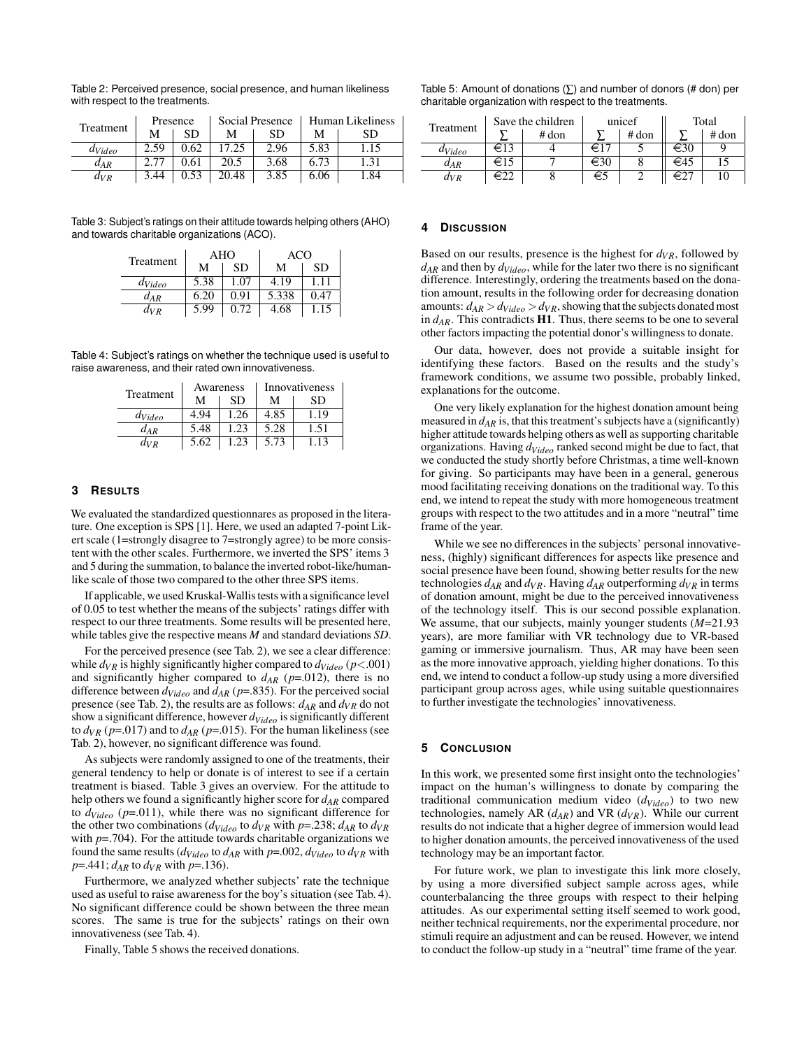Table 2: Perceived presence, social presence, and human likeliness with respect to the treatments.

| Treatment | Presence | | Social Presence | | Human Likeliness | |
|---|---|---|---|---|---|---|
| | M | SD | M | SD | M | SD |
| $d_{Video}$ | 2.59 | 0.62 | 17.25 | 2.96 | 5.83 | 1.15 |
| $d_{AR}$ | 2.77 | 0.61 | 20.5 | 3.68 | 6.73 | 1.31 |
| $d_{VR}$ | 3.44 | 0.53 | 20.48 | 3.85 | 6.06 | 1.84 |

Table 3: Subject's ratings on their attitude towards helping others (AHO) and towards charitable organizations (ACO).

| Treatment | AHO | | ACO | |
|---|---|---|---|---|
| | M | SD | M | SD |
| $d_{Video}$ | 5.38 | 1.07 | 4.19 | 1.11 |
| $d_{AR}$ | 6.20 | 0.91 | 5.338 | 0.47 |
| $d_{VR}$ | 5.99 | 0.72 | 4.68 | 1.15 |

Table 4: Subject's ratings on whether the technique used is useful to raise awareness, and their rated own innovativeness.

| Treatment | Awareness | | Innovativeness | |
|---|---|---|---|---|
| | M | SD | M | SD |
| $d_{Video}$ | 4.94 | 1.26 | 4.85 | 1.19 |
| $d_{AR}$ | 5.48 | 1.23 | 5.28 | 1.51 |
| $d_{VR}$ | 5.62 | 1.23 | 5.73 | 1.13 |

## 3 Results

We evaluated the standardized questionnares as proposed in the literature. One exception is SPS [1]. Here, we used an adapted 7-point Likert scale (1=strongly disagree to 7=strongly agree) to be more consistent with the other scales. Furthermore, we inverted the SPS' items 3 and 5 during the summation, to balance the inverted robot-like/human-like scale of those two compared to the other three SPS items.

If applicable, we used Kruskal-Wallis tests with a significance level of 0.05 to test whether the means of the subjects' ratings differ with respect to our three treatments. Some results will be presented here, while tables give the respective means *M* and standard deviations *SD*.

For the perceived presence (see Tab. 2), we see a clear difference: while $d_{VR}$ is highly significantly higher compared to $d_{Video}$ ($p<.001$) and significantly higher compared to $d_{AR}$ ($p$=.012), there is no difference between $d_{Video}$ and $d_{AR}$ ($p$=.835). For the perceived social presence (see Tab. 2), the results are as follows: $d_{AR}$ and $d_{VR}$ do not show a significant difference, however $d_{Video}$ is significantly different to $d_{VR}$ ($p$=.017) and to $d_{AR}$ ($p$=.015). For the human likeliness (see Tab. 2), however, no significant difference was found.

As subjects were randomly assigned to one of the treatments, their general tendency to help or donate is of interest to see if a certain treatment is biased. Table 3 gives an overview. For the attitude to help others we found a significantly higher score for $d_{AR}$ compared to $d_{Video}$ ($p$=.011), while there was no significant difference for the other two combinations ($d_{Video}$ to $d_{VR}$ with $p$=.238; $d_{AR}$ to $d_{VR}$ with $p$=.704). For the attitude towards charitable organizations we found the same results ($d_{Video}$ to $d_{AR}$ with $p$=.002, $d_{Video}$ to $d_{VR}$ with $p$=.441; $d_{AR}$ to $d_{VR}$ with $p$=.136).

Furthermore, we analyzed whether subjects' rate the technique used as useful to raise awareness for the boy's situation (see Tab. 4). No significant difference could be shown between the three mean scores. The same is true for the subjects' ratings on their own innovativeness (see Tab. 4).

Finally, Table 5 shows the received donations.

Table 5: Amount of donations ($\sum$) and number of donors (# don) per charitable organization with respect to the treatments.

| Treatment | Save the children | | unicef | | Total | |
|---|---|---|---|---|---|---|
| | $\sum$ | # don | $\sum$ | # don | $\sum$ | # don |
| $d_{Video}$ | €13 | 4 | €17 | 5 | €30 | 9 |
| $d_{AR}$ | €15 | 7 | €30 | 8 | €45 | 15 |
| $d_{VR}$ | €22 | 8 | €5 | 2 | €27 | 10 |

## 4 Discussion

Based on our results, presence is the highest for $d_{VR}$, followed by $d_{AR}$ and then by $d_{Video}$, while for the later two there is no significant difference. Interestingly, ordering the treatments based on the donation amount, results in the following order for decreasing donation amounts: $d_{AR} > d_{Video} > d_{VR}$, showing that the subjects donated most in $d_{AR}$. This contradicts **H1**. Thus, there seems to be one to several other factors impacting the potential donor's willingness to donate.

Our data, however, does not provide a suitable insight for identifying these factors. Based on the results and the study's framework conditions, we assume two possible, probably linked, explanations for the outcome.

One very likely explanation for the highest donation amount being measured in $d_{AR}$ is, that this treatment's subjects have a (significantly) higher attitude towards helping others as well as supporting charitable organizations. Having $d_{Video}$ ranked second might be due to fact, that we conducted the study shortly before Christmas, a time well-known for giving. So participants may have been in a general, generous mood facilitating receiving donations on the traditional way. To this end, we intend to repeat the study with more homogeneous treatment groups with respect to the two attitudes and in a more "neutral" time frame of the year.

While we see no differences in the subjects' personal innovativeness, (highly) significant differences for aspects like presence and social presence have been found, showing better results for the new technologies $d_{AR}$ and $d_{VR}$. Having $d_{AR}$ outperforming $d_{VR}$ in terms of donation amount, might be due to the perceived innovativeness of the technology itself. This is our second possible explanation. We assume, that our subjects, mainly younger students (*M*=21.93 years), are more familiar with VR technology due to VR-based gaming or immersive journalism. Thus, AR may have been seen as the more innovative approach, yielding higher donations. To this end, we intend to conduct a follow-up study using a more diversified participant group across ages, while using suitable questionnaires to further investigate the technologies' innovativeness.

## 5 Conclusion

In this work, we presented some first insight onto the technologies' impact on the human's willingness to donate by comparing the traditional communication medium video ($d_{Video}$) to two new technologies, namely AR ($d_{AR}$) and VR ($d_{VR}$). While our current results do not indicate that a higher degree of immersion would lead to higher donation amounts, the perceived innovativeness of the used technology may be an important factor.

For future work, we plan to investigate this link more closely, by using a more diversified subject sample across ages, while counterbalancing the three groups with respect to their helping attitudes. As our experimental setting itself seemed to work good, neither technical requirements, nor the experimental procedure, nor stimuli require an adjustment and can be reused. However, we intend to conduct the follow-up study in a "neutral" time frame of the year.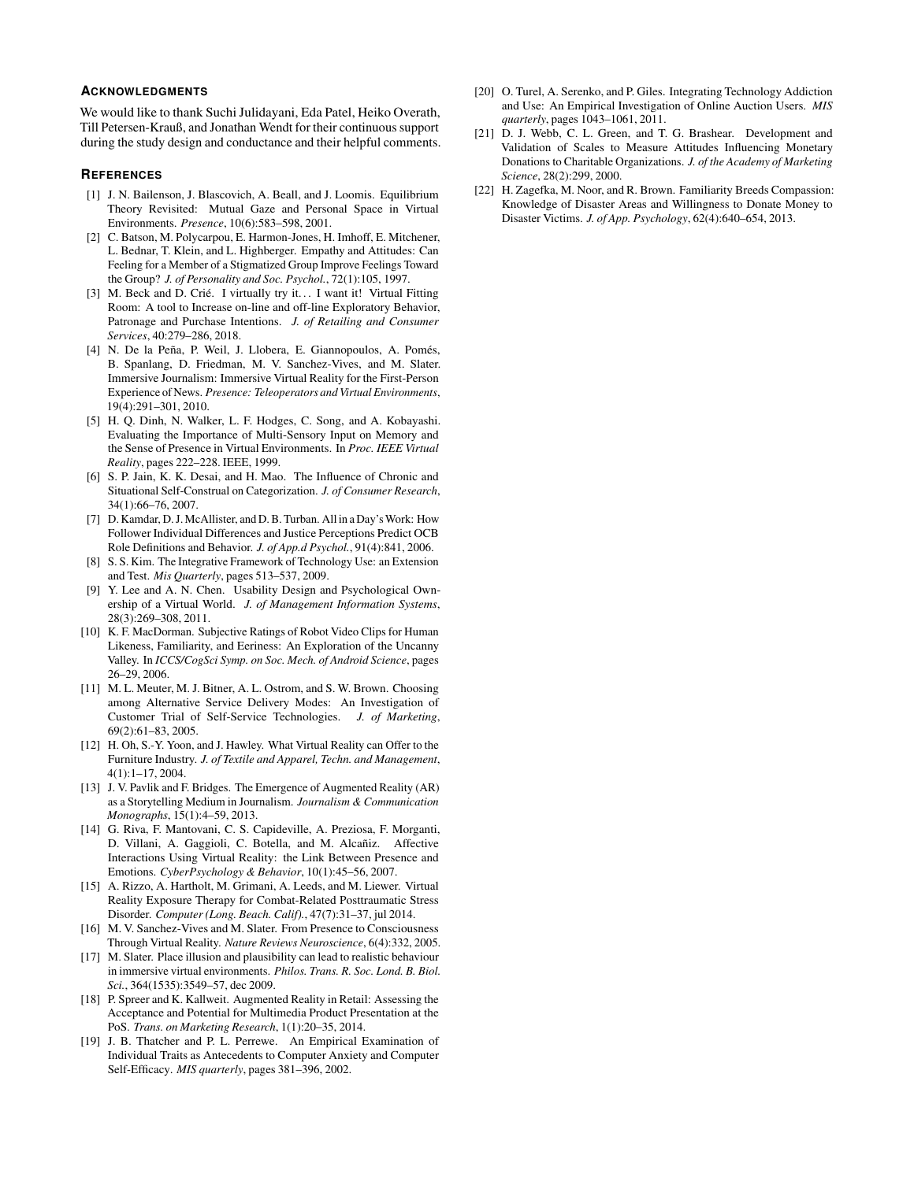## ACKNOWLEDGMENTS

We would like to thank Suchi Julidayani, Eda Patel, Heiko Overath, Till Petersen-Krauß, and Jonathan Wendt for their continuous support during the study design and conductance and their helpful comments.

## REFERENCES

[1] J. N. Bailenson, J. Blascovich, A. Beall, and J. Loomis. Equilibrium Theory Revisited: Mutual Gaze and Personal Space in Virtual Environments. *Presence*, 10(6):583–598, 2001.

[2] C. Batson, M. Polycarpou, E. Harmon-Jones, H. Imhoff, E. Mitchener, L. Bednar, T. Klein, and L. Highberger. Empathy and Attitudes: Can Feeling for a Member of a Stigmatized Group Improve Feelings Toward the Group? *J. of Personality and Soc. Psychol.*, 72(1):105, 1997.

[3] M. Beck and D. Crié. I virtually try it… I want it! Virtual Fitting Room: A tool to Increase on-line and off-line Exploratory Behavior, Patronage and Purchase Intentions. *J. of Retailing and Consumer Services*, 40:279–286, 2018.

[4] N. De la Peña, P. Weil, J. Llobera, E. Giannopoulos, A. Pomés, B. Spanlang, D. Friedman, M. V. Sanchez-Vives, and M. Slater. Immersive Journalism: Immersive Virtual Reality for the First-Person Experience of News. *Presence: Teleoperators and Virtual Environments*, 19(4):291–301, 2010.

[5] H. Q. Dinh, N. Walker, L. F. Hodges, C. Song, and A. Kobayashi. Evaluating the Importance of Multi-Sensory Input on Memory and the Sense of Presence in Virtual Environments. In *Proc. IEEE Virtual Reality*, pages 222–228. IEEE, 1999.

[6] S. P. Jain, K. K. Desai, and H. Mao. The Influence of Chronic and Situational Self-Construal on Categorization. *J. of Consumer Research*, 34(1):66–76, 2007.

[7] D. Kamdar, D. J. McAllister, and D. B. Turban. All in a Day's Work: How Follower Individual Differences and Justice Perceptions Predict OCB Role Definitions and Behavior. *J. of App.d Psychol.*, 91(4):841, 2006.

[8] S. S. Kim. The Integrative Framework of Technology Use: an Extension and Test. *Mis Quarterly*, pages 513–537, 2009.

[9] Y. Lee and A. N. Chen. Usability Design and Psychological Ownership of a Virtual World. *J. of Management Information Systems*, 28(3):269–308, 2011.

[10] K. F. MacDorman. Subjective Ratings of Robot Video Clips for Human Likeness, Familiarity, and Eeriness: An Exploration of the Uncanny Valley. In *ICCS/CogSci Symp. on Soc. Mech. of Android Science*, pages 26–29, 2006.

[11] M. L. Meuter, M. J. Bitner, A. L. Ostrom, and S. W. Brown. Choosing among Alternative Service Delivery Modes: An Investigation of Customer Trial of Self-Service Technologies. *J. of Marketing*, 69(2):61–83, 2005.

[12] H. Oh, S.-Y. Yoon, and J. Hawley. What Virtual Reality can Offer to the Furniture Industry. *J. of Textile and Apparel, Techn. and Management*, 4(1):1–17, 2004.

[13] J. V. Pavlik and F. Bridges. The Emergence of Augmented Reality (AR) as a Storytelling Medium in Journalism. *Journalism & Communication Monographs*, 15(1):4–59, 2013.

[14] G. Riva, F. Mantovani, C. S. Capideville, A. Preziosa, F. Morganti, D. Villani, A. Gaggioli, C. Botella, and M. Alcañiz. Affective Interactions Using Virtual Reality: the Link Between Presence and Emotions. *CyberPsychology & Behavior*, 10(1):45–56, 2007.

[15] A. Rizzo, A. Hartholt, M. Grimani, A. Leeds, and M. Liewer. Virtual Reality Exposure Therapy for Combat-Related Posttraumatic Stress Disorder. *Computer (Long. Beach. Calif).*, 47(7):31–37, jul 2014.

[16] M. V. Sanchez-Vives and M. Slater. From Presence to Consciousness Through Virtual Reality. *Nature Reviews Neuroscience*, 6(4):332, 2005.

[17] M. Slater. Place illusion and plausibility can lead to realistic behaviour in immersive virtual environments. *Philos. Trans. R. Soc. Lond. B. Biol. Sci.*, 364(1535):3549–57, dec 2009.

[18] P. Spreer and K. Kallweit. Augmented Reality in Retail: Assessing the Acceptance and Potential for Multimedia Product Presentation at the PoS. *Trans. on Marketing Research*, 1(1):20–35, 2014.

[19] J. B. Thatcher and P. L. Perrewe. An Empirical Examination of Individual Traits as Antecedents to Computer Anxiety and Computer Self-Efficacy. *MIS quarterly*, pages 381–396, 2002.

[20] O. Turel, A. Serenko, and P. Giles. Integrating Technology Addiction and Use: An Empirical Investigation of Online Auction Users. *MIS quarterly*, pages 1043–1061, 2011.

[21] D. J. Webb, C. L. Green, and T. G. Brashear. Development and Validation of Scales to Measure Attitudes Influencing Monetary Donations to Charitable Organizations. *J. of the Academy of Marketing Science*, 28(2):299, 2000.

[22] H. Zagefka, M. Noor, and R. Brown. Familiarity Breeds Compassion: Knowledge of Disaster Areas and Willingness to Donate Money to Disaster Victims. *J. of App. Psychology*, 62(4):640–654, 2013.